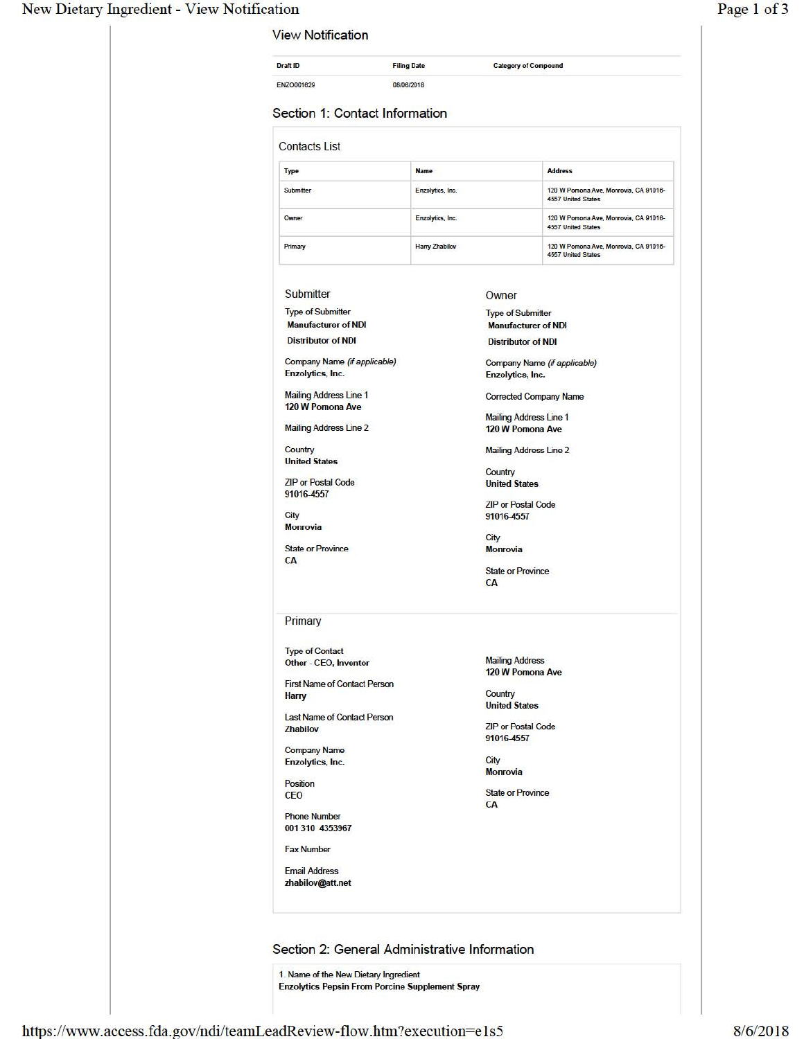## View Notification

| Draft ID | Filing Date | Category of Compound |
|---|---|---|
| ENZO001629 | 08/06/2018 | |

## Section 1: Contact Information

### Contacts List

| Type | Name | Address |
|---|---|---|
| Submitter | Enzolytics, Inc. | 120 W Pomona Ave, Monrovia, CA 91016-4557 United States |
| Owner | Enzolytics, Inc. | 120 W Pomona Ave, Monrovia, CA 91016-4557 United States |
| Primary | Harry Zhabilov | 120 W Pomona Ave, Monrovia, CA 91016-4557 United States |

### Submitter

Type of Submitter
**Manufacturer of NDI**
**Distributor of NDI**

Company Name *(if applicable)*
**Enzolytics, Inc.**

Mailing Address Line 1
**120 W Pomona Ave**

Mailing Address Line 2

Country
**United States**

ZIP or Postal Code
**91016-4557**

City
**Monrovia**

State or Province
**CA**

### Owner

Type of Submitter
**Manufacturer of NDI**
**Distributor of NDI**

Company Name *(if applicable)*
**Enzolytics, Inc.**

Corrected Company Name

Mailing Address Line 1
**120 W Pomona Ave**

Mailing Address Line 2

Country
**United States**

ZIP or Postal Code
**91016-4557**

City
**Monrovia**

State or Province
**CA**

### Primary

Type of Contact
**Other - CEO, Inventor**

First Name of Contact Person
**Harry**

Last Name of Contact Person
**Zhabilov**

Company Name
**Enzolytics, Inc.**

Position
**CEO**

Phone Number
**001 310 4353967**

Fax Number

Email Address
**zhabilov@att.net**

Mailing Address
**120 W Pomona Ave**

Country
**United States**

ZIP or Postal Code
**91016-4557**

City
**Monrovia**

State or Province
**CA**

## Section 2: General Administrative Information

1. Name of the New Dietary Ingredient
**Enzolytics Pepsin From Porcine Supplement Spray**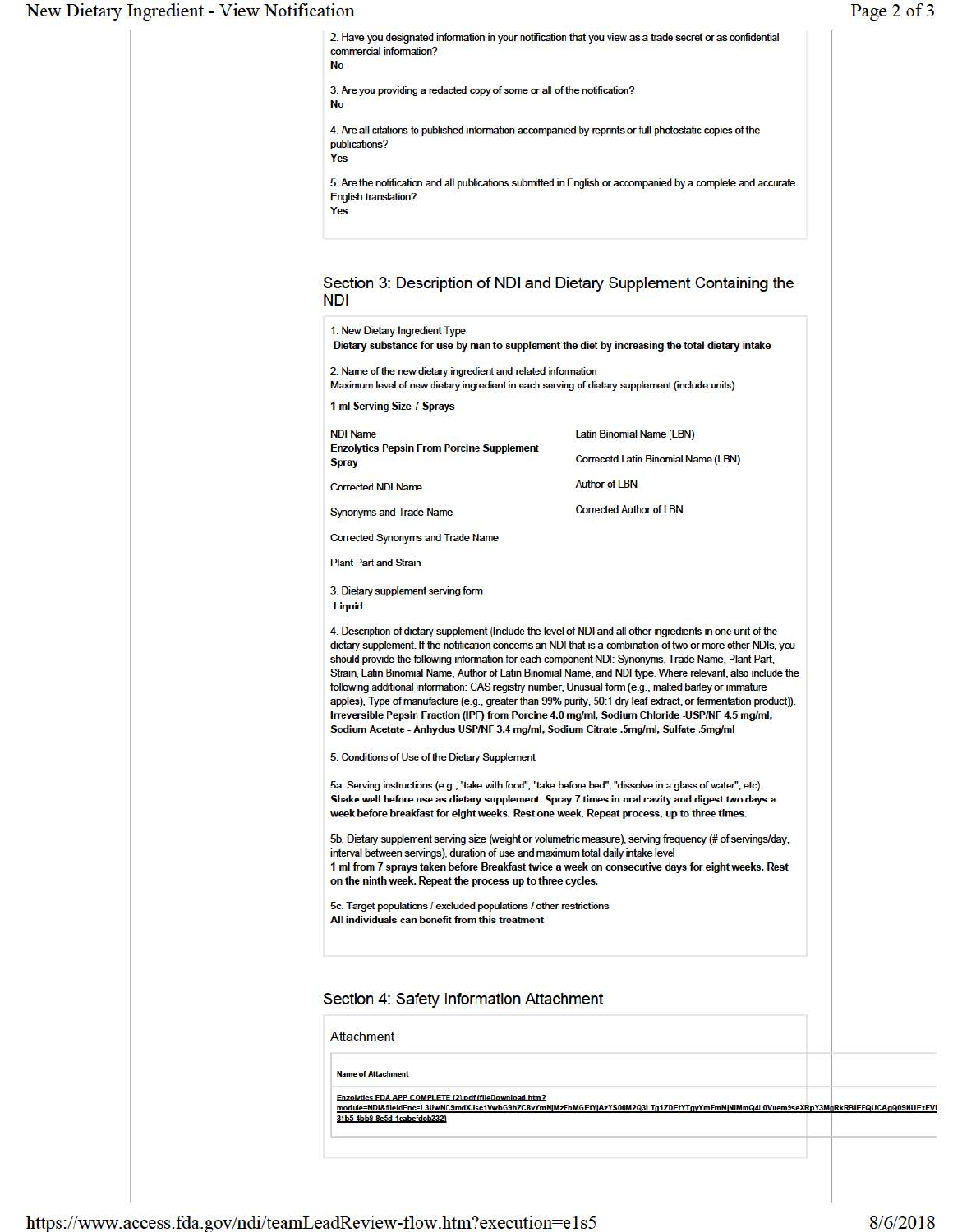2. Have you designated information in your notification that you view as a trade secret or as confidential commercial information?
**No**

3. Are you providing a redacted copy of some or all of the notification?
**No**

4. Are all citations to published information accompanied by reprints or full photostatic copies of the publications?
**Yes**

5. Are the notification and all publications submitted in English or accompanied by a complete and accurate English translation?
**Yes**

## Section 3: Description of NDI and Dietary Supplement Containing the NDI

1. New Dietary Ingredient Type
**Dietary substance for use by man to supplement the diet by increasing the total dietary intake**

2. Name of the new dietary ingredient and related information
Maximum level of new dietary ingredient in each serving of dietary supplement (include units)

**1 ml Serving Size 7 Sprays**

NDI Name
**Enzolytics Pepsin From Porcine Supplement Spray**

Corrected NDI Name

Synonyms and Trade Name

Corrected Synonyms and Trade Name

Plant Part and Strain

Latin Binomial Name (LBN)

Corrocetd Latin Binomial Name (LBN)

Author of LBN

Corrected Author of LBN

3. Dietary supplement serving form
**Liquid**

4. Description of dietary supplement (Include the level of NDI and all other ingredients in one unit of the dietary supplement. If the notification concerns an NDI that is a combination of two or more other NDIs, you should provide the following information for each component NDI: Synonyms, Trade Name, Plant Part, Strain, Latin Binomial Name, Author of Latin Binomial Name, and NDI type. Where relevant, also include the following additional information: CAS registry number, Unusual form (e.g., malted barley or immature apples), Type of manufacture (e.g., greater than 99% purity, 50:1 dry leaf extract, or fermentation product)).
**Irreversible Pepsin Fraction (IPF) from Porcine 4.0 mg/ml, Sodium Chloride -USP/NF 4.5 mg/ml, Sodium Acetate - Anhydus USP/NF 3.4 mg/ml, Sodium Citrate .5mg/ml, Sulfate .5mg/ml**

5. Conditions of Use of the Dietary Supplement

5a. Serving instructions (e.g., "take with food", "take before bed", "dissolve in a glass of water", etc).
**Shake well before use as dietary supplement. Spray 7 times in oral cavity and digest two days a week before breakfast for eight weeks. Rest one week, Repeat process, up to three times.**

5b. Dietary supplement serving size (weight or volumetric measure), serving frequency (# of servings/day, interval between servings), duration of use and maximum total daily intake level
**1 ml from 7 sprays taken before Breakfast twice a week on consecutive days for eight weeks. Rest on the ninth week. Repeat the process up to three cycles.**

5c. Target populations / excluded populations / other restrictions
**All individuals can benefit from this treatment**

## Section 4: Safety Information Attachment

Attachment

**Name of Attachment**

Enzolytics FDA APP COMPLETE (2).pdf (fileDownload.htm?module=NDI&fileIdEnc=L3UwNC9mdXJsc1VwbG9hZC8vYmNjMzFhMGEtYjAzYS00M2Q3LTg1ZDEtYTgyYmFmNjNlMmQ4L0Vuem9seXRpY3MgRkRBIEFQUCAgQ09NUExFV... 31b5-4bb8-8e5d-1eabefdcb232)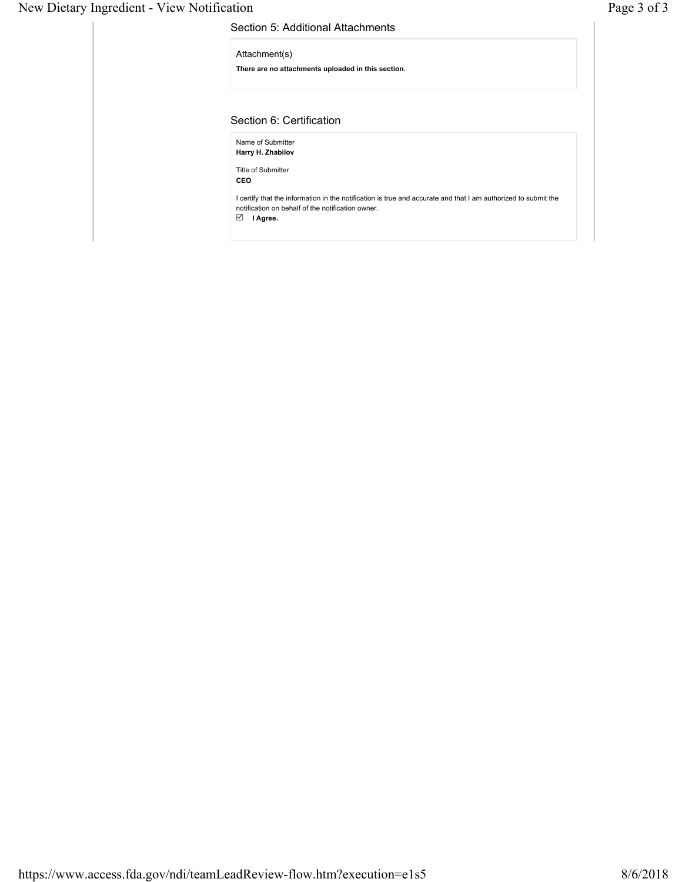## Section 5: Additional Attachments

Attachment(s)

**There are no attachments uploaded in this section.**

## Section 6: Certification

Name of Submitter
**Harry H. Zhabilov**

Title of Submitter
**CEO**

I certify that the information in the notification is true and accurate and that I am authorized to submit the notification on behalf of the notification owner.

☑ **I Agree.**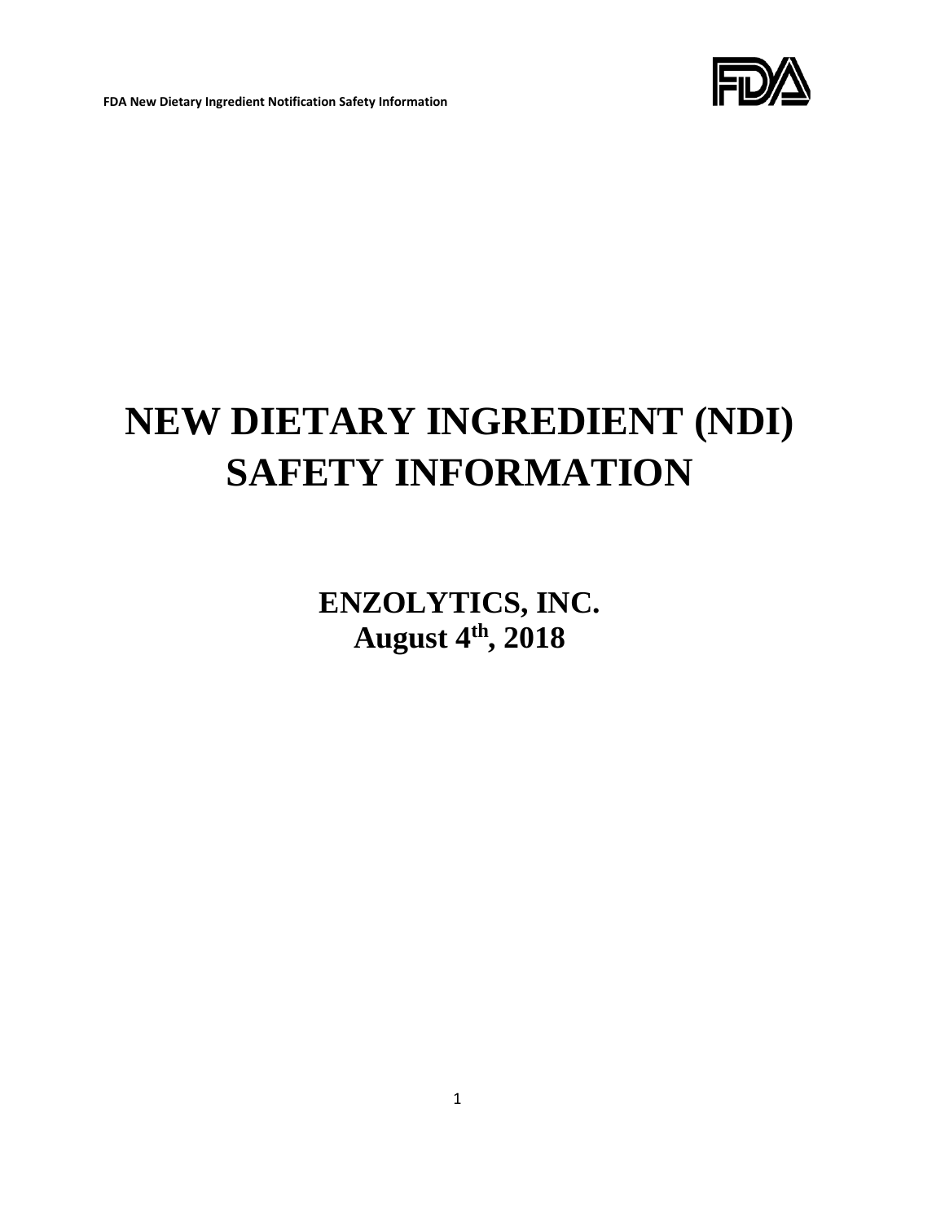# NEW DIETARY INGREDIENT (NDI) SAFETY INFORMATION

## ENZOLYTICS, INC.
## August 4th, 2018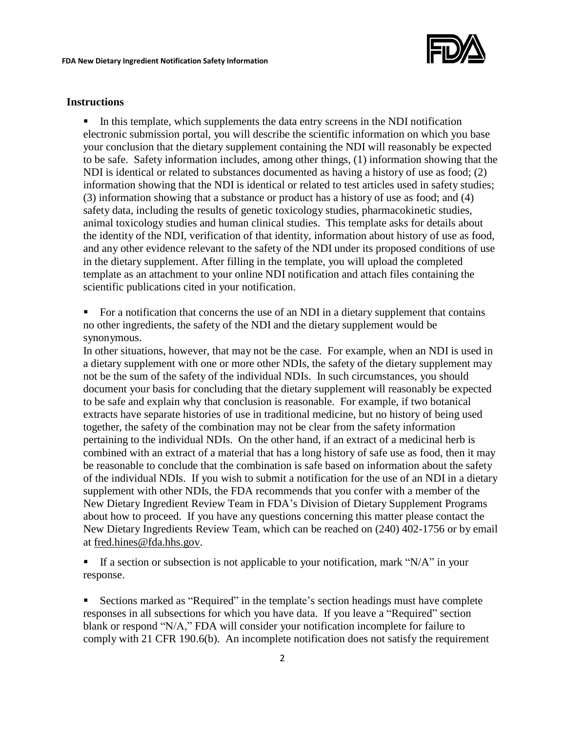## Instructions

- In this template, which supplements the data entry screens in the NDI notification electronic submission portal, you will describe the scientific information on which you base your conclusion that the dietary supplement containing the NDI will reasonably be expected to be safe. Safety information includes, among other things, (1) information showing that the NDI is identical or related to substances documented as having a history of use as food; (2) information showing that the NDI is identical or related to test articles used in safety studies; (3) information showing that a substance or product has a history of use as food; and (4) safety data, including the results of genetic toxicology studies, pharmacokinetic studies, animal toxicology studies and human clinical studies. This template asks for details about the identity of the NDI, verification of that identity, information about history of use as food, and any other evidence relevant to the safety of the NDI under its proposed conditions of use in the dietary supplement. After filling in the template, you will upload the completed template as an attachment to your online NDI notification and attach files containing the scientific publications cited in your notification.

- For a notification that concerns the use of an NDI in a dietary supplement that contains no other ingredients, the safety of the NDI and the dietary supplement would be synonymous.

  In other situations, however, that may not be the case. For example, when an NDI is used in a dietary supplement with one or more other NDIs, the safety of the dietary supplement may not be the sum of the safety of the individual NDIs. In such circumstances, you should document your basis for concluding that the dietary supplement will reasonably be expected to be safe and explain why that conclusion is reasonable. For example, if two botanical extracts have separate histories of use in traditional medicine, but no history of being used together, the safety of the combination may not be clear from the safety information pertaining to the individual NDIs. On the other hand, if an extract of a medicinal herb is combined with an extract of a material that has a long history of safe use as food, then it may be reasonable to conclude that the combination is safe based on information about the safety of the individual NDIs. If you wish to submit a notification for the use of an NDI in a dietary supplement with other NDIs, the FDA recommends that you confer with a member of the New Dietary Ingredient Review Team in FDA's Division of Dietary Supplement Programs about how to proceed. If you have any questions concerning this matter please contact the New Dietary Ingredients Review Team, which can be reached on (240) 402-1756 or by email at fred.hines@fda.hhs.gov.

- If a section or subsection is not applicable to your notification, mark "N/A" in your response.

- Sections marked as "Required" in the template's section headings must have complete responses in all subsections for which you have data. If you leave a "Required" section blank or respond "N/A," FDA will consider your notification incomplete for failure to comply with 21 CFR 190.6(b). An incomplete notification does not satisfy the requirement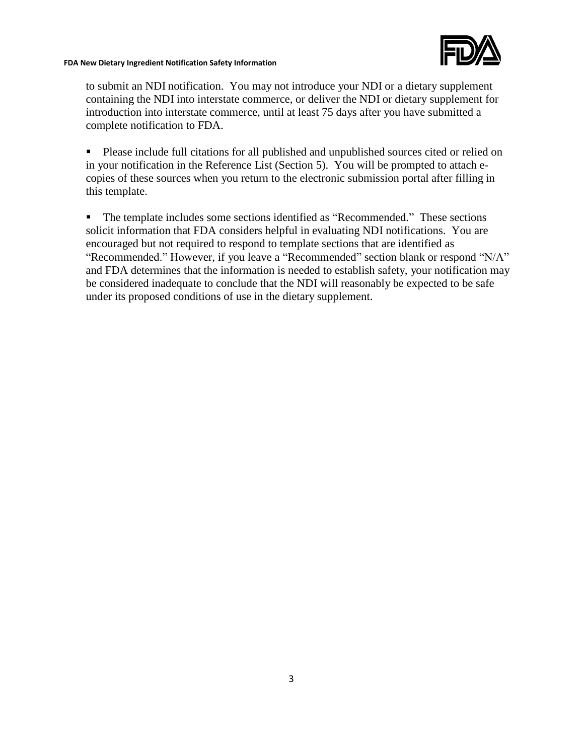to submit an NDI notification. You may not introduce your NDI or a dietary supplement containing the NDI into interstate commerce, or deliver the NDI or dietary supplement for introduction into interstate commerce, until at least 75 days after you have submitted a complete notification to FDA.

- Please include full citations for all published and unpublished sources cited or relied on in your notification in the Reference List (Section 5). You will be prompted to attach e-copies of these sources when you return to the electronic submission portal after filling in this template.

- The template includes some sections identified as "Recommended." These sections solicit information that FDA considers helpful in evaluating NDI notifications. You are encouraged but not required to respond to template sections that are identified as "Recommended." However, if you leave a "Recommended" section blank or respond "N/A" and FDA determines that the information is needed to establish safety, your notification may be considered inadequate to conclude that the NDI will reasonably be expected to be safe under its proposed conditions of use in the dietary supplement.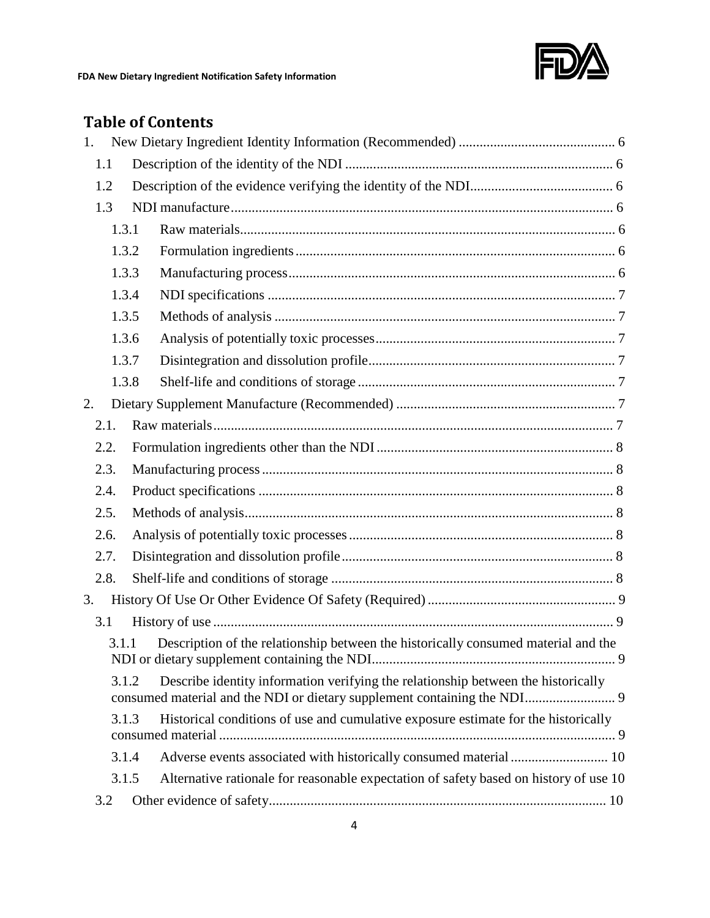## Table of Contents

1. New Dietary Ingredient Identity Information (Recommended) ............................................. 6
   - 1.1 Description of the identity of the NDI ............................................................................ 6
   - 1.2 Description of the evidence verifying the identity of the NDI......................................... 6
   - 1.3 NDI manufacture............................................................................................................. 6
     - 1.3.1 Raw materials........................................................................................................... 6
     - 1.3.2 Formulation ingredients........................................................................................... 6
     - 1.3.3 Manufacturing process............................................................................................. 6
     - 1.3.4 NDI specifications ................................................................................................... 7
     - 1.3.5 Methods of analysis ................................................................................................. 7
     - 1.3.6 Analysis of potentially toxic processes..................................................................... 7
     - 1.3.7 Disintegration and dissolution profile...................................................................... 7
     - 1.3.8 Shelf-life and conditions of storage .......................................................................... 7
2. Dietary Supplement Manufacture (Recommended) .............................................................. 7
   - 2.1. Raw materials.................................................................................................................. 7
   - 2.2. Formulation ingredients other than the NDI ................................................................... 8
   - 2.3. Manufacturing process.................................................................................................... 8
   - 2.4. Product specifications ..................................................................................................... 8
   - 2.5. Methods of analysis......................................................................................................... 8
   - 2.6. Analysis of potentially toxic processes........................................................................... 8
   - 2.7. Disintegration and dissolution profile............................................................................. 8
   - 2.8. Shelf-life and conditions of storage ................................................................................ 8
3. History Of Use Or Other Evidence Of Safety (Required)...................................................... 9
   - 3.1 History of use .................................................................................................................. 9
     - 3.1.1 Description of the relationship between the historically consumed material and the NDI or dietary supplement containing the NDI..................................................................... 9
     - 3.1.2 Describe identity information verifying the relationship between the historically consumed material and the NDI or dietary supplement containing the NDI.......................... 9
     - 3.1.3 Historical conditions of use and cumulative exposure estimate for the historically consumed material ................................................................................................................. 9
     - 3.1.4 Adverse events associated with historically consumed material ............................ 10
     - 3.1.5 Alternative rationale for reasonable expectation of safety based on history of use 10
   - 3.2 Other evidence of safety................................................................................................ 10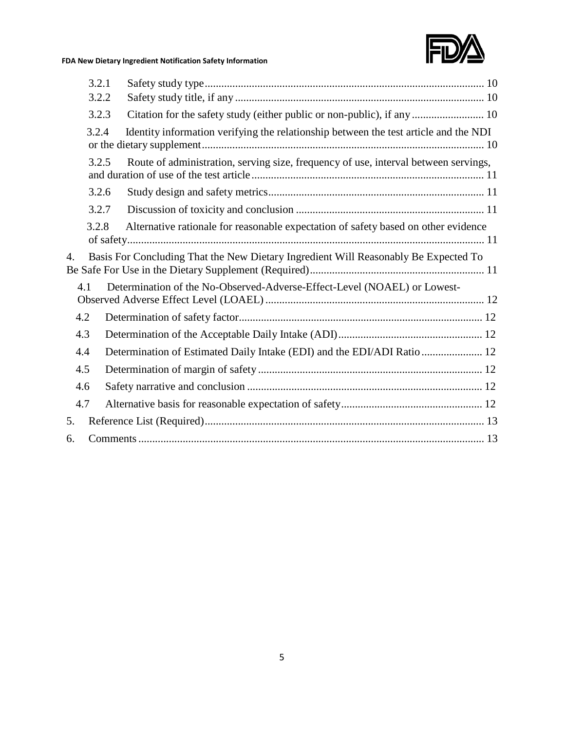3.2.1 Safety study type .......... 10
3.2.2 Safety study title, if any .......... 10
3.2.3 Citation for the safety study (either public or non-public), if any .......... 10
3.2.4 Identity information verifying the relationship between the test article and the NDI or the dietary supplement .......... 10
3.2.5 Route of administration, serving size, frequency of use, interval between servings, and duration of use of the test article .......... 11
3.2.6 Study design and safety metrics .......... 11
3.2.7 Discussion of toxicity and conclusion .......... 11
3.2.8 Alternative rationale for reasonable expectation of safety based on other evidence of safety .......... 11

4. Basis For Concluding That the New Dietary Ingredient Will Reasonably Be Expected To Be Safe For Use in the Dietary Supplement (Required) .......... 11
4.1 Determination of the No-Observed-Adverse-Effect-Level (NOAEL) or Lowest-Observed Adverse Effect Level (LOAEL) .......... 12
4.2 Determination of safety factor .......... 12
4.3 Determination of the Acceptable Daily Intake (ADI) .......... 12
4.4 Determination of Estimated Daily Intake (EDI) and the EDI/ADI Ratio .......... 12
4.5 Determination of margin of safety .......... 12
4.6 Safety narrative and conclusion .......... 12
4.7 Alternative basis for reasonable expectation of safety .......... 12

5. Reference List (Required) .......... 13

6. Comments .......... 13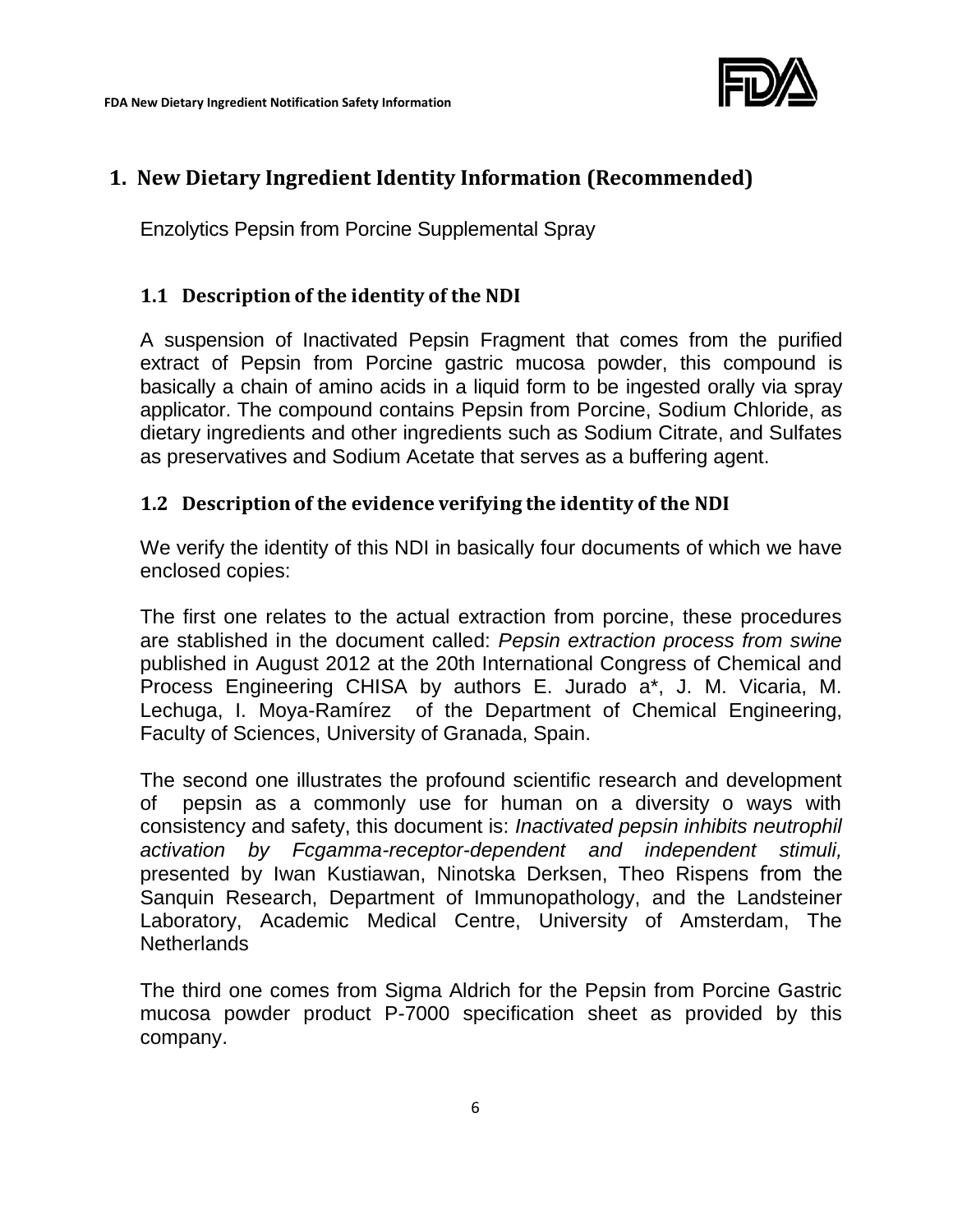# 1. New Dietary Ingredient Identity Information (Recommended)

Enzolytics Pepsin from Porcine Supplemental Spray

## 1.1 Description of the identity of the NDI

A suspension of Inactivated Pepsin Fragment that comes from the purified extract of Pepsin from Porcine gastric mucosa powder, this compound is basically a chain of amino acids in a liquid form to be ingested orally via spray applicator. The compound contains Pepsin from Porcine, Sodium Chloride, as dietary ingredients and other ingredients such as Sodium Citrate, and Sulfates as preservatives and Sodium Acetate that serves as a buffering agent.

## 1.2 Description of the evidence verifying the identity of the NDI

We verify the identity of this NDI in basically four documents of which we have enclosed copies:

The first one relates to the actual extraction from porcine, these procedures are stablished in the document called: *Pepsin extraction process from swine* published in August 2012 at the 20th International Congress of Chemical and Process Engineering CHISA by authors E. Jurado a*, J. M. Vicaria, M. Lechuga, I. Moya-Ramírez of the Department of Chemical Engineering, Faculty of Sciences, University of Granada, Spain.

The second one illustrates the profound scientific research and development of pepsin as a commonly use for human on a diversity o ways with consistency and safety, this document is: *Inactivated pepsin inhibits neutrophil activation by Fcgamma-receptor-dependent and independent stimuli,* presented by Iwan Kustiawan, Ninotska Derksen, Theo Rispens from the Sanquin Research, Department of Immunopathology, and the Landsteiner Laboratory, Academic Medical Centre, University of Amsterdam, The Netherlands

The third one comes from Sigma Aldrich for the Pepsin from Porcine Gastric mucosa powder product P-7000 specification sheet as provided by this company.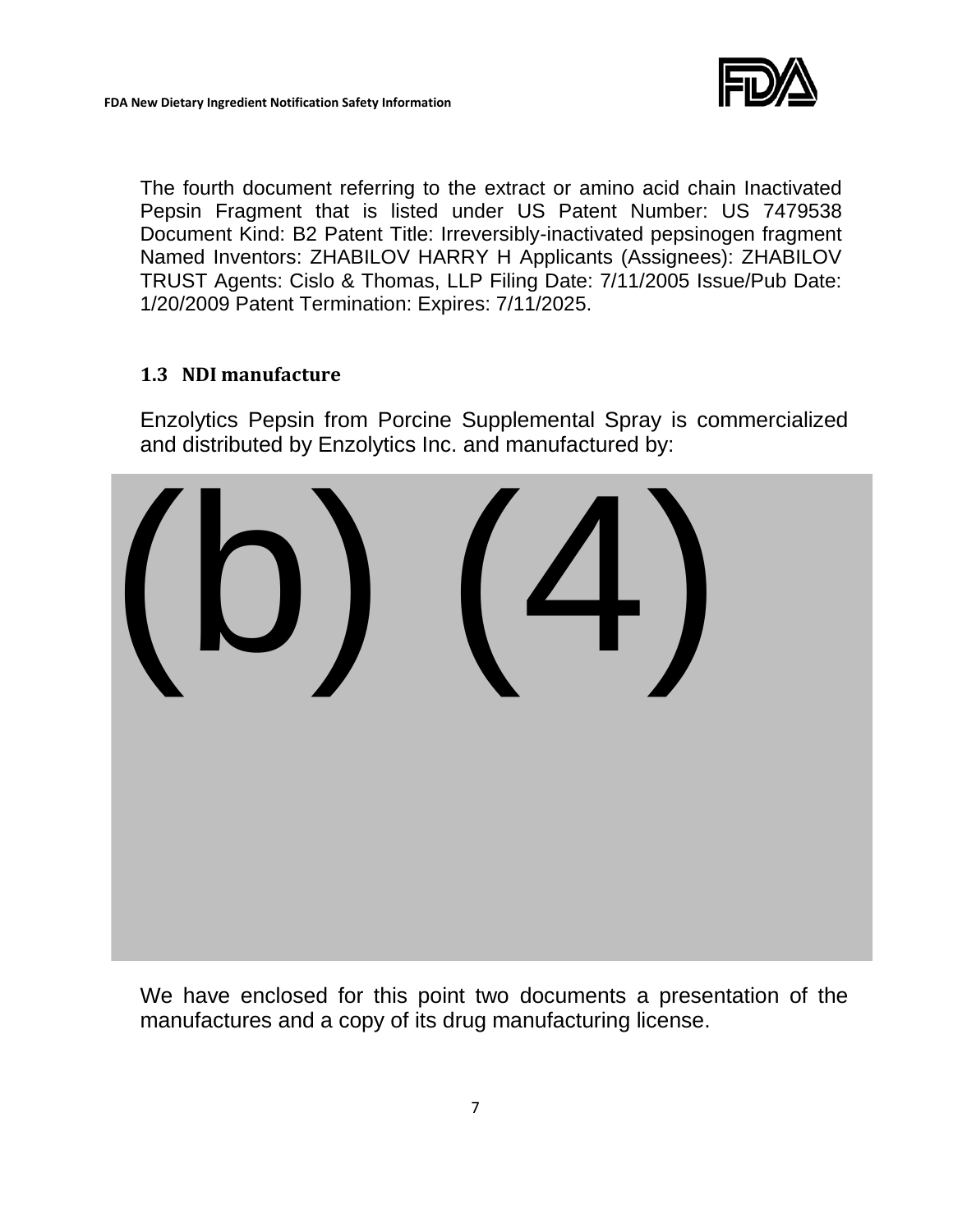The fourth document referring to the extract or amino acid chain Inactivated Pepsin Fragment that is listed under US Patent Number: US 7479538 Document Kind: B2 Patent Title: Irreversibly-inactivated pepsinogen fragment Named Inventors: ZHABILOV HARRY H Applicants (Assignees): ZHABILOV TRUST Agents: Cislo & Thomas, LLP Filing Date: 7/11/2005 Issue/Pub Date: 1/20/2009 Patent Termination: Expires: 7/11/2025.

### 1.3 NDI manufacture

Enzolytics Pepsin from Porcine Supplemental Spray is commercialized and distributed by Enzolytics Inc. and manufactured by:

(b) (4)

We have enclosed for this point two documents a presentation of the manufactures and a copy of its drug manufacturing license.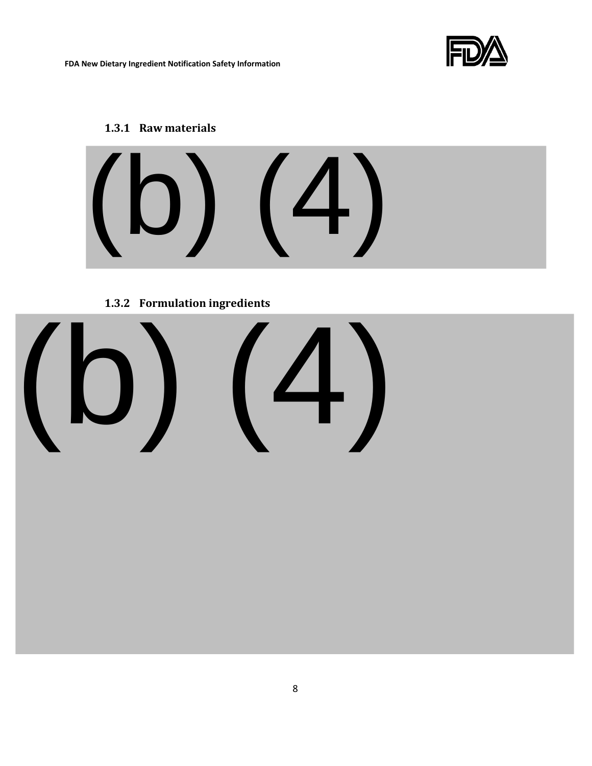### 1.3.1 Raw materials

(b) (4)

### 1.3.2 Formulation ingredients

(b) (4)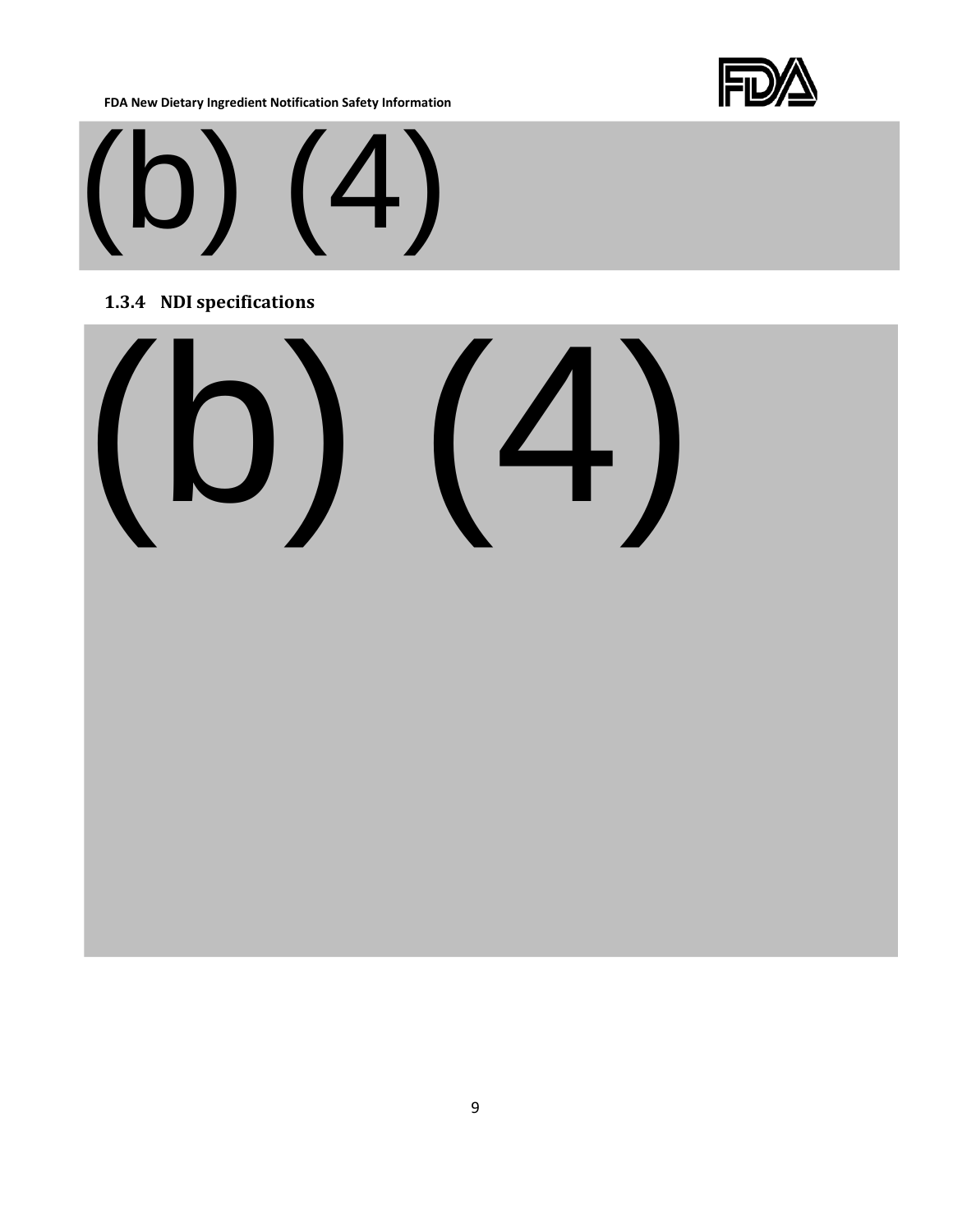(b) (4)

#### 1.3.4 NDI specifications

(b) (4)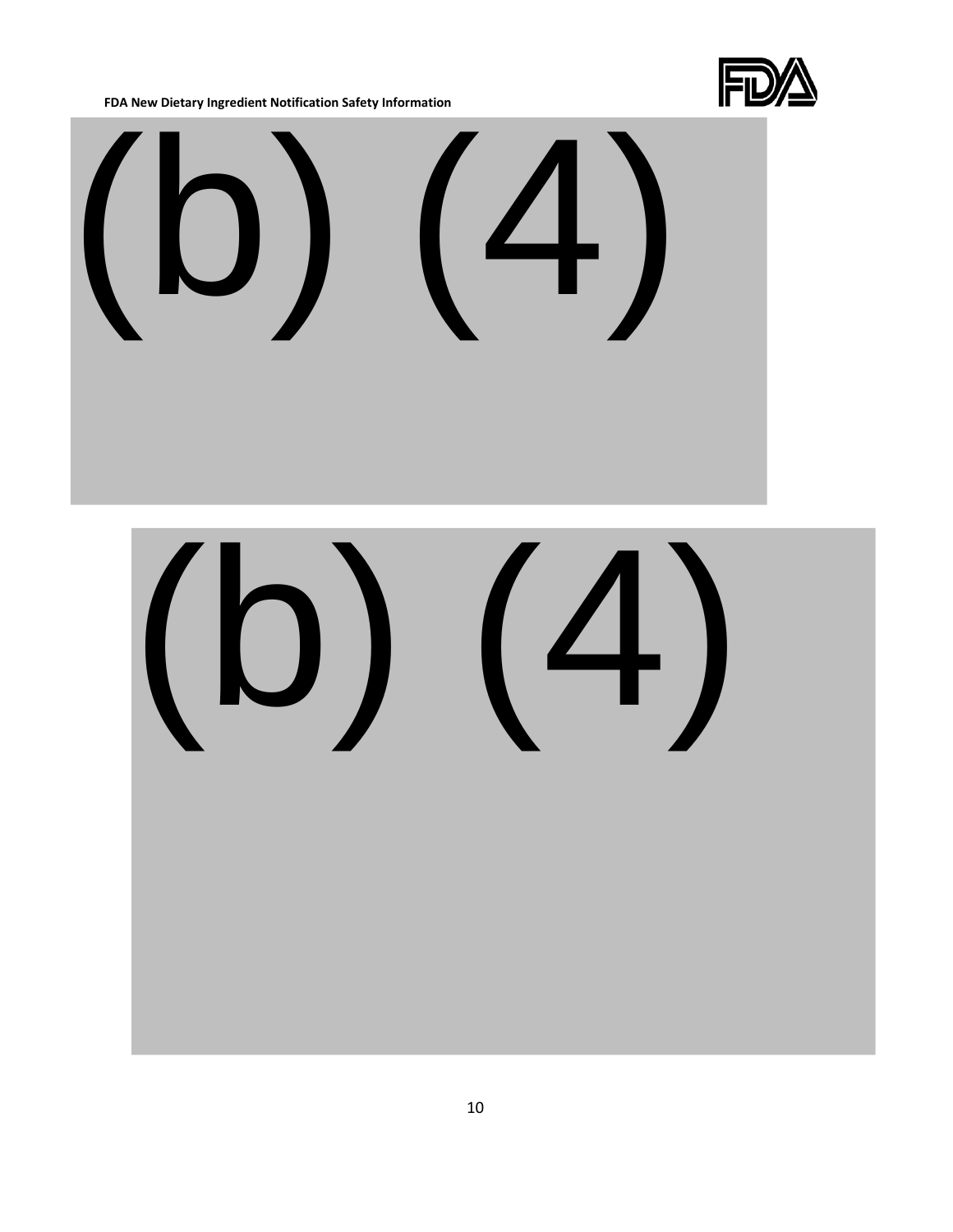(b) (4)

(b) (4)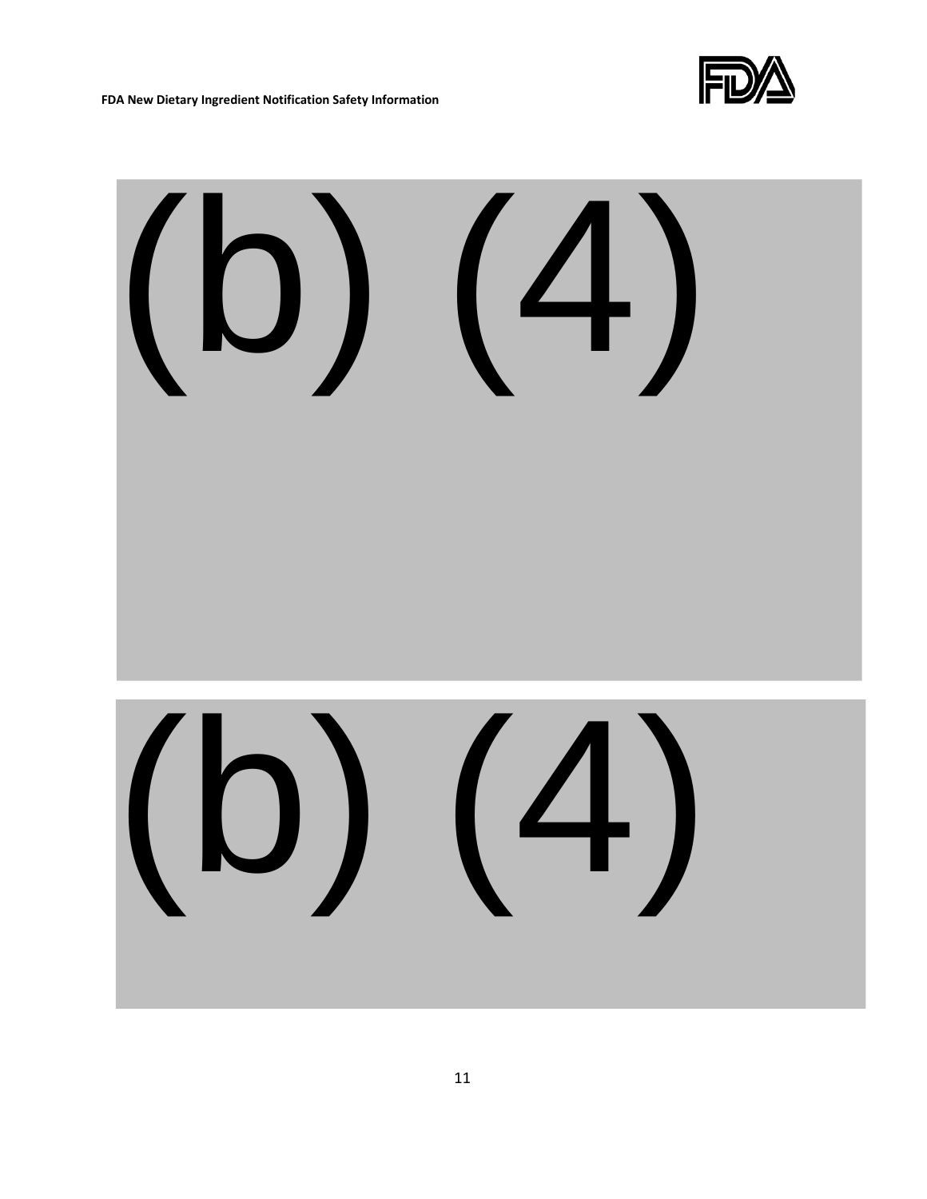(b) (4)

(b) (4)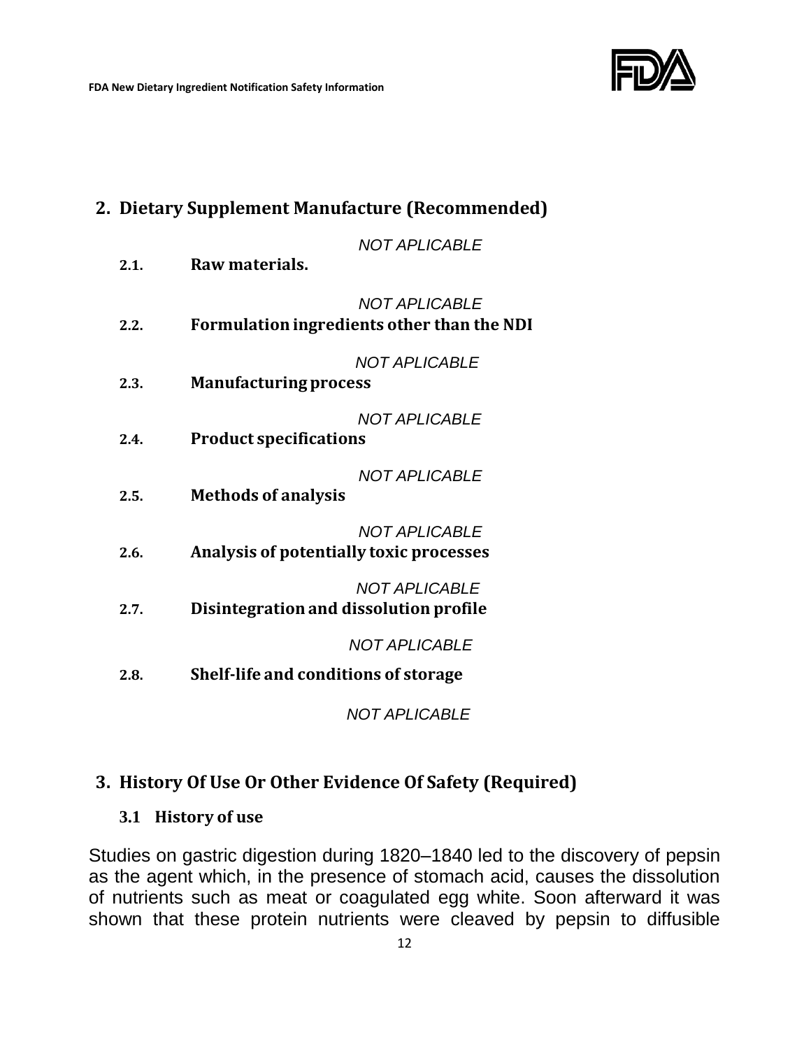## 2. Dietary Supplement Manufacture (Recommended)

*NOT APLICABLE*

**2.1. Raw materials.**

*NOT APLICABLE*

**2.2. Formulation ingredients other than the NDI**

*NOT APLICABLE*

**2.3. Manufacturing process**

*NOT APLICABLE*

**2.4. Product specifications**

*NOT APLICABLE*

**2.5. Methods of analysis**

*NOT APLICABLE*

**2.6. Analysis of potentially toxic processes**

*NOT APLICABLE*

**2.7. Disintegration and dissolution profile**

*NOT APLICABLE*

**2.8. Shelf-life and conditions of storage**

*NOT APLICABLE*

## 3. History Of Use Or Other Evidence Of Safety (Required)

### 3.1 History of use

Studies on gastric digestion during 1820–1840 led to the discovery of pepsin as the agent which, in the presence of stomach acid, causes the dissolution of nutrients such as meat or coagulated egg white. Soon afterward it was shown that these protein nutrients were cleaved by pepsin to diffusible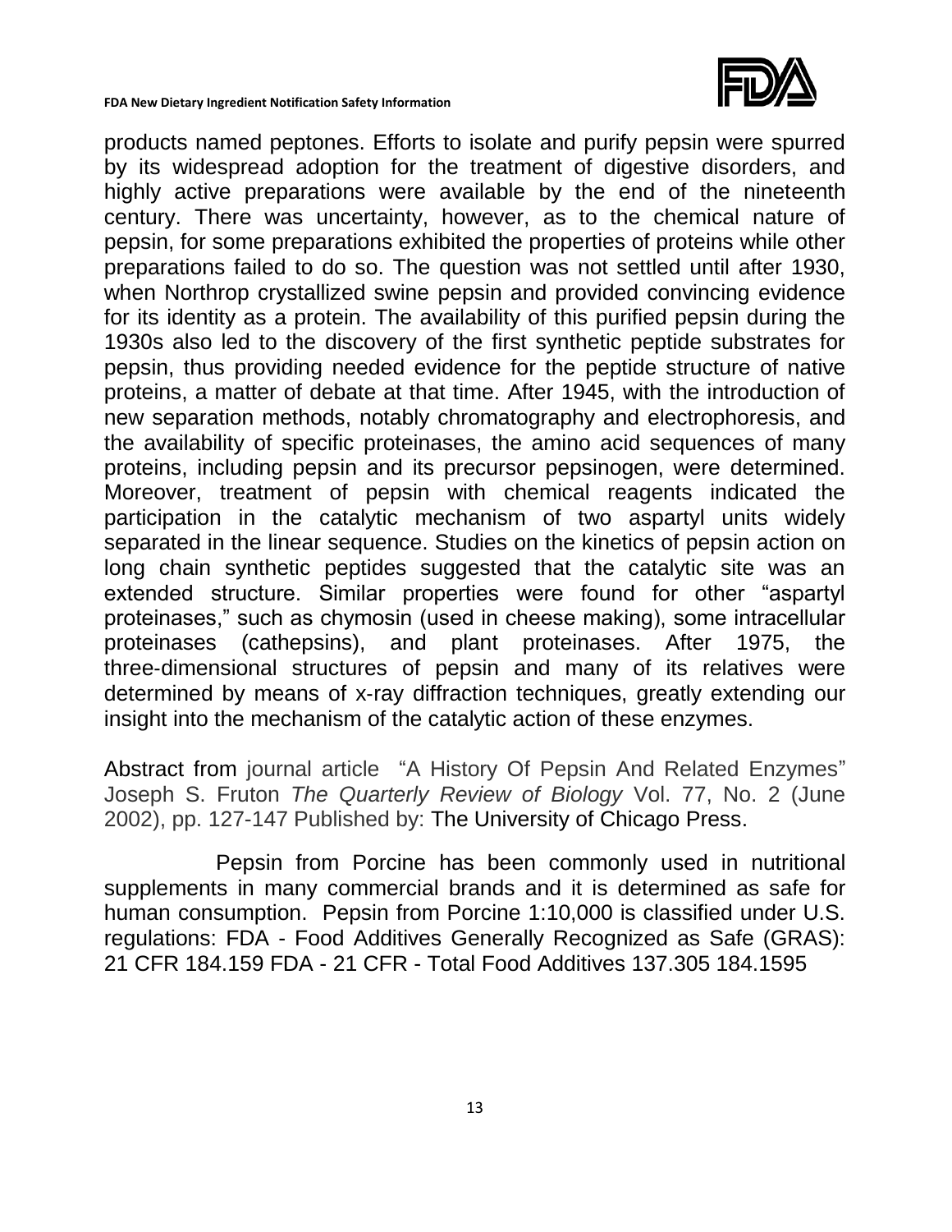products named peptones. Efforts to isolate and purify pepsin were spurred by its widespread adoption for the treatment of digestive disorders, and highly active preparations were available by the end of the nineteenth century. There was uncertainty, however, as to the chemical nature of pepsin, for some preparations exhibited the properties of proteins while other preparations failed to do so. The question was not settled until after 1930, when Northrop crystallized swine pepsin and provided convincing evidence for its identity as a protein. The availability of this purified pepsin during the 1930s also led to the discovery of the first synthetic peptide substrates for pepsin, thus providing needed evidence for the peptide structure of native proteins, a matter of debate at that time. After 1945, with the introduction of new separation methods, notably chromatography and electrophoresis, and the availability of specific proteinases, the amino acid sequences of many proteins, including pepsin and its precursor pepsinogen, were determined. Moreover, treatment of pepsin with chemical reagents indicated the participation in the catalytic mechanism of two aspartyl units widely separated in the linear sequence. Studies on the kinetics of pepsin action on long chain synthetic peptides suggested that the catalytic site was an extended structure. Similar properties were found for other "aspartyl proteinases," such as chymosin (used in cheese making), some intracellular proteinases (cathepsins), and plant proteinases. After 1975, the three-dimensional structures of pepsin and many of its relatives were determined by means of x-ray diffraction techniques, greatly extending our insight into the mechanism of the catalytic action of these enzymes.

Abstract from journal article "A History Of Pepsin And Related Enzymes" Joseph S. Fruton *The Quarterly Review of Biology* Vol. 77, No. 2 (June 2002), pp. 127-147 Published by: The University of Chicago Press.

Pepsin from Porcine has been commonly used in nutritional supplements in many commercial brands and it is determined as safe for human consumption. Pepsin from Porcine 1:10,000 is classified under U.S. regulations: FDA - Food Additives Generally Recognized as Safe (GRAS): 21 CFR 184.159 FDA - 21 CFR - Total Food Additives 137.305 184.1595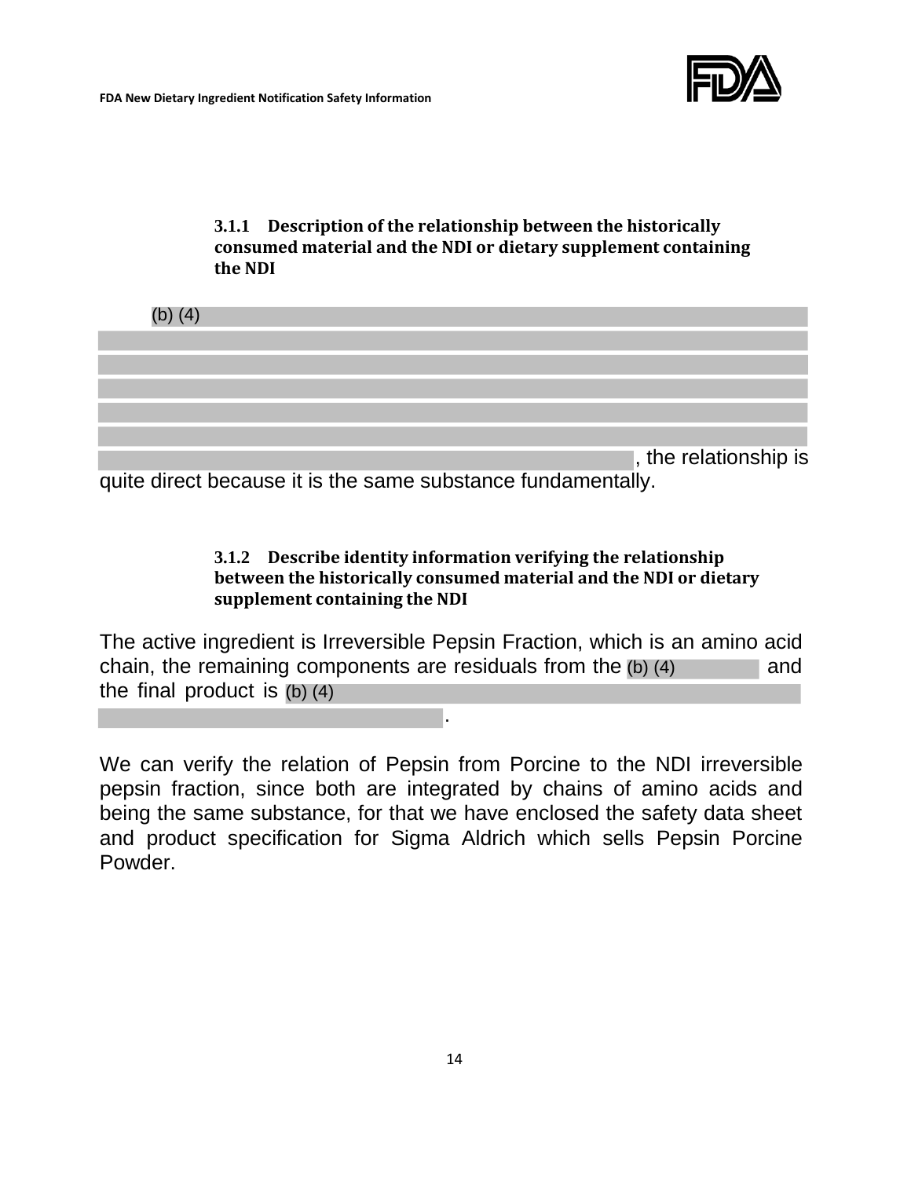### 3.1.1 Description of the relationship between the historically consumed material and the NDI or dietary supplement containing the NDI

(b) (4) , the relationship is quite direct because it is the same substance fundamentally.

### 3.1.2 Describe identity information verifying the relationship between the historically consumed material and the NDI or dietary supplement containing the NDI

The active ingredient is Irreversible Pepsin Fraction, which is an amino acid chain, the remaining components are residuals from the (b) (4) and the final product is (b) (4) .

We can verify the relation of Pepsin from Porcine to the NDI irreversible pepsin fraction, since both are integrated by chains of amino acids and being the same substance, for that we have enclosed the safety data sheet and product specification for Sigma Aldrich which sells Pepsin Porcine Powder.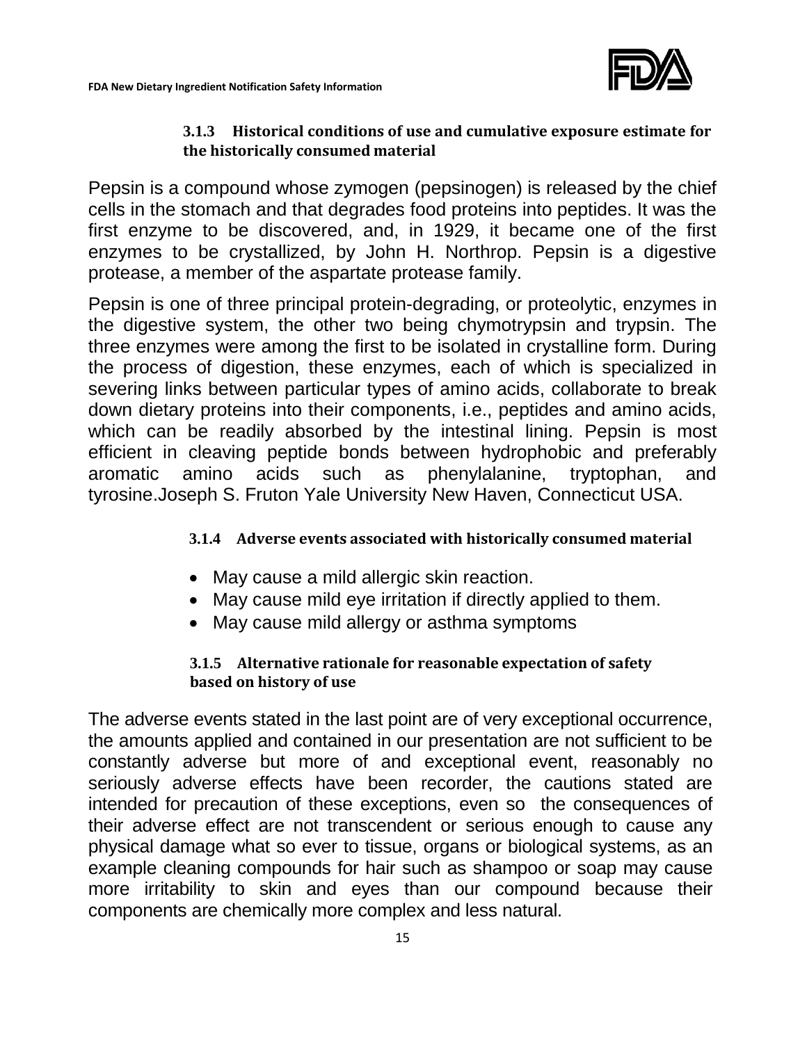### 3.1.3 Historical conditions of use and cumulative exposure estimate for the historically consumed material

Pepsin is a compound whose zymogen (pepsinogen) is released by the chief cells in the stomach and that degrades food proteins into peptides. It was the first enzyme to be discovered, and, in 1929, it became one of the first enzymes to be crystallized, by John H. Northrop. Pepsin is a digestive protease, a member of the aspartate protease family.

Pepsin is one of three principal protein-degrading, or proteolytic, enzymes in the digestive system, the other two being chymotrypsin and trypsin. The three enzymes were among the first to be isolated in crystalline form. During the process of digestion, these enzymes, each of which is specialized in severing links between particular types of amino acids, collaborate to break down dietary proteins into their components, i.e., peptides and amino acids, which can be readily absorbed by the intestinal lining. Pepsin is most efficient in cleaving peptide bonds between hydrophobic and preferably aromatic amino acids such as phenylalanine, tryptophan, and tyrosine.Joseph S. Fruton Yale University New Haven, Connecticut USA.

### 3.1.4 Adverse events associated with historically consumed material

- May cause a mild allergic skin reaction.
- May cause mild eye irritation if directly applied to them.
- May cause mild allergy or asthma symptoms

### 3.1.5 Alternative rationale for reasonable expectation of safety based on history of use

The adverse events stated in the last point are of very exceptional occurrence, the amounts applied and contained in our presentation are not sufficient to be constantly adverse but more of and exceptional event, reasonably no seriously adverse effects have been recorder, the cautions stated are intended for precaution of these exceptions, even so the consequences of their adverse effect are not transcendent or serious enough to cause any physical damage what so ever to tissue, organs or biological systems, as an example cleaning compounds for hair such as shampoo or soap may cause more irritability to skin and eyes than our compound because their components are chemically more complex and less natural.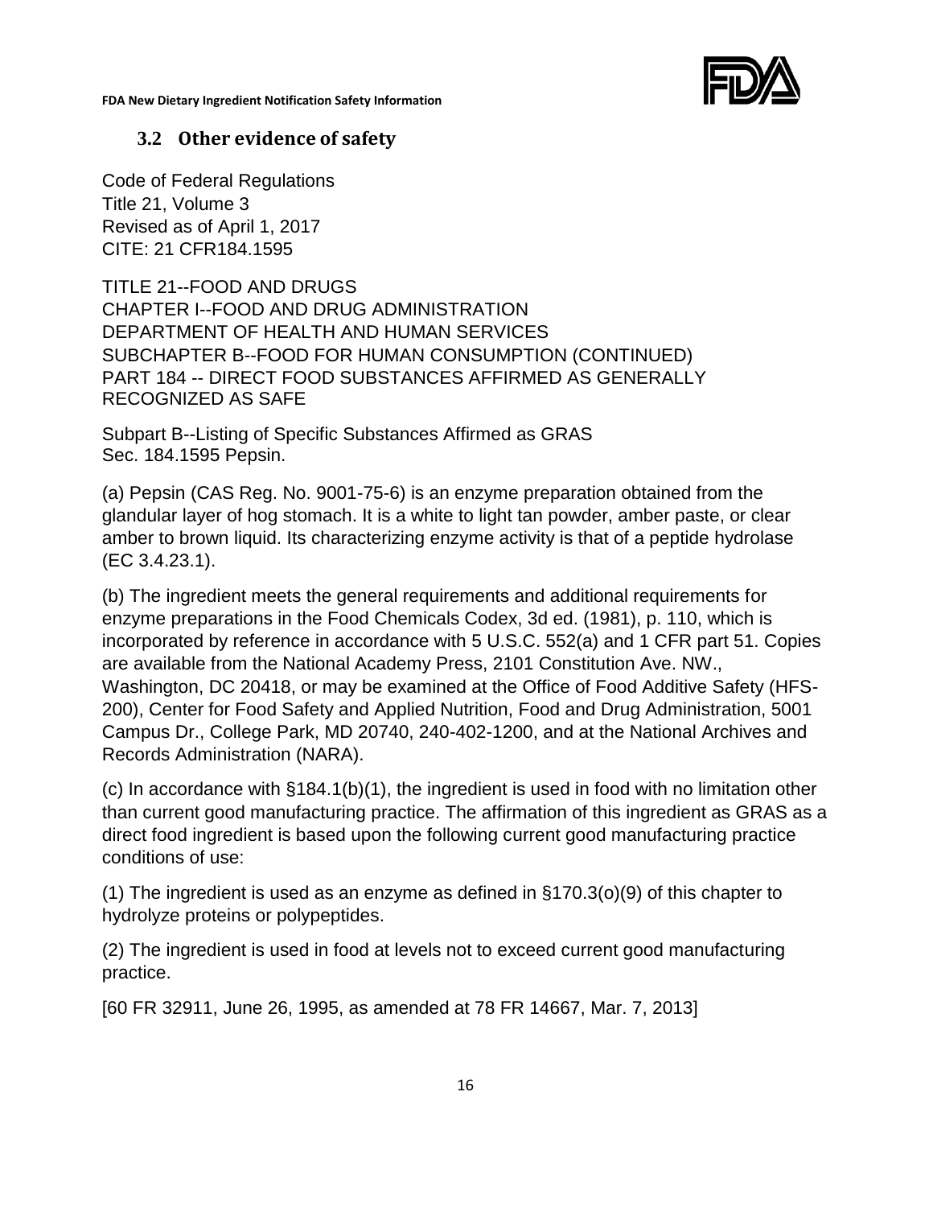## 3.2 Other evidence of safety

Code of Federal Regulations
Title 21, Volume 3
Revised as of April 1, 2017
CITE: 21 CFR184.1595

TITLE 21--FOOD AND DRUGS
CHAPTER I--FOOD AND DRUG ADMINISTRATION
DEPARTMENT OF HEALTH AND HUMAN SERVICES
SUBCHAPTER B--FOOD FOR HUMAN CONSUMPTION (CONTINUED)
PART 184 -- DIRECT FOOD SUBSTANCES AFFIRMED AS GENERALLY RECOGNIZED AS SAFE

Subpart B--Listing of Specific Substances Affirmed as GRAS
Sec. 184.1595 Pepsin.

(a) Pepsin (CAS Reg. No. 9001-75-6) is an enzyme preparation obtained from the glandular layer of hog stomach. It is a white to light tan powder, amber paste, or clear amber to brown liquid. Its characterizing enzyme activity is that of a peptide hydrolase (EC 3.4.23.1).

(b) The ingredient meets the general requirements and additional requirements for enzyme preparations in the Food Chemicals Codex, 3d ed. (1981), p. 110, which is incorporated by reference in accordance with 5 U.S.C. 552(a) and 1 CFR part 51. Copies are available from the National Academy Press, 2101 Constitution Ave. NW., Washington, DC 20418, or may be examined at the Office of Food Additive Safety (HFS-200), Center for Food Safety and Applied Nutrition, Food and Drug Administration, 5001 Campus Dr., College Park, MD 20740, 240-402-1200, and at the National Archives and Records Administration (NARA).

(c) In accordance with §184.1(b)(1), the ingredient is used in food with no limitation other than current good manufacturing practice. The affirmation of this ingredient as GRAS as a direct food ingredient is based upon the following current good manufacturing practice conditions of use:

(1) The ingredient is used as an enzyme as defined in §170.3(o)(9) of this chapter to hydrolyze proteins or polypeptides.

(2) The ingredient is used in food at levels not to exceed current good manufacturing practice.

[60 FR 32911, June 26, 1995, as amended at 78 FR 14667, Mar. 7, 2013]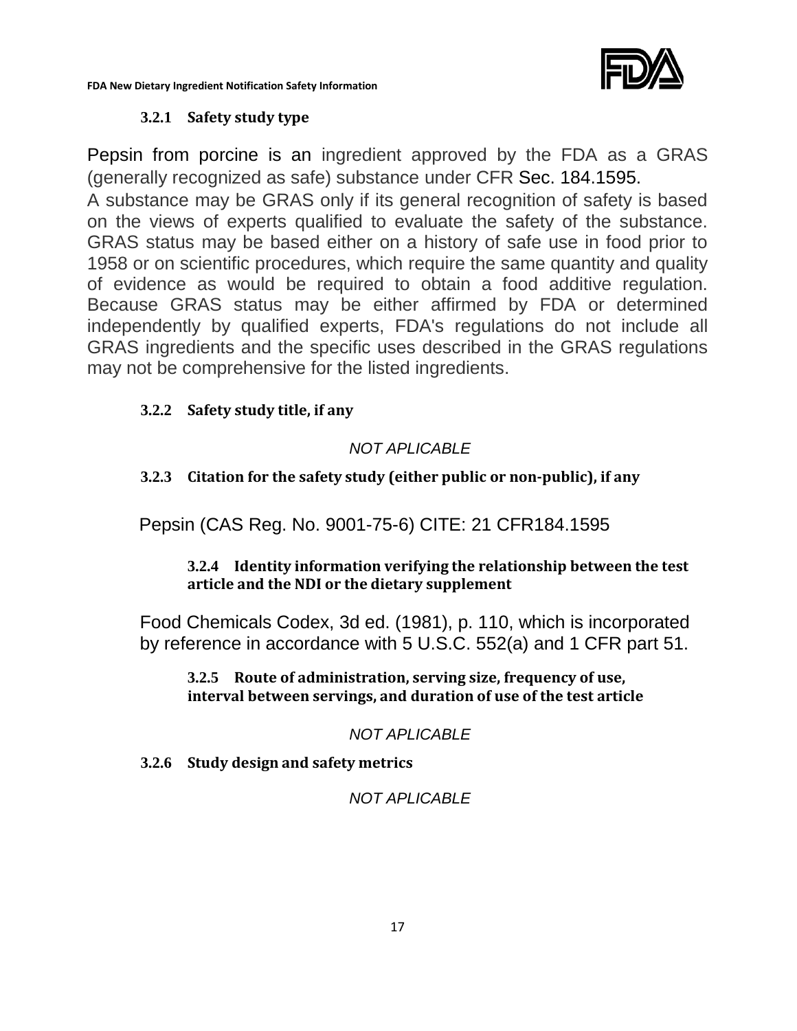#### 3.2.1 Safety study type

Pepsin from porcine is an ingredient approved by the FDA as a GRAS (generally recognized as safe) substance under CFR Sec. 184.1595.

A substance may be GRAS only if its general recognition of safety is based on the views of experts qualified to evaluate the safety of the substance. GRAS status may be based either on a history of safe use in food prior to 1958 or on scientific procedures, which require the same quantity and quality of evidence as would be required to obtain a food additive regulation. Because GRAS status may be either affirmed by FDA or determined independently by qualified experts, FDA's regulations do not include all GRAS ingredients and the specific uses described in the GRAS regulations may not be comprehensive for the listed ingredients.

#### 3.2.2 Safety study title, if any

*NOT APLICABLE*

#### 3.2.3 Citation for the safety study (either public or non-public), if any

Pepsin (CAS Reg. No. 9001-75-6) CITE: 21 CFR184.1595

#### 3.2.4 Identity information verifying the relationship between the test article and the NDI or the dietary supplement

Food Chemicals Codex, 3d ed. (1981), p. 110, which is incorporated by reference in accordance with 5 U.S.C. 552(a) and 1 CFR part 51.

#### 3.2.5 Route of administration, serving size, frequency of use, interval between servings, and duration of use of the test article

*NOT APLICABLE*

#### 3.2.6 Study design and safety metrics

*NOT APLICABLE*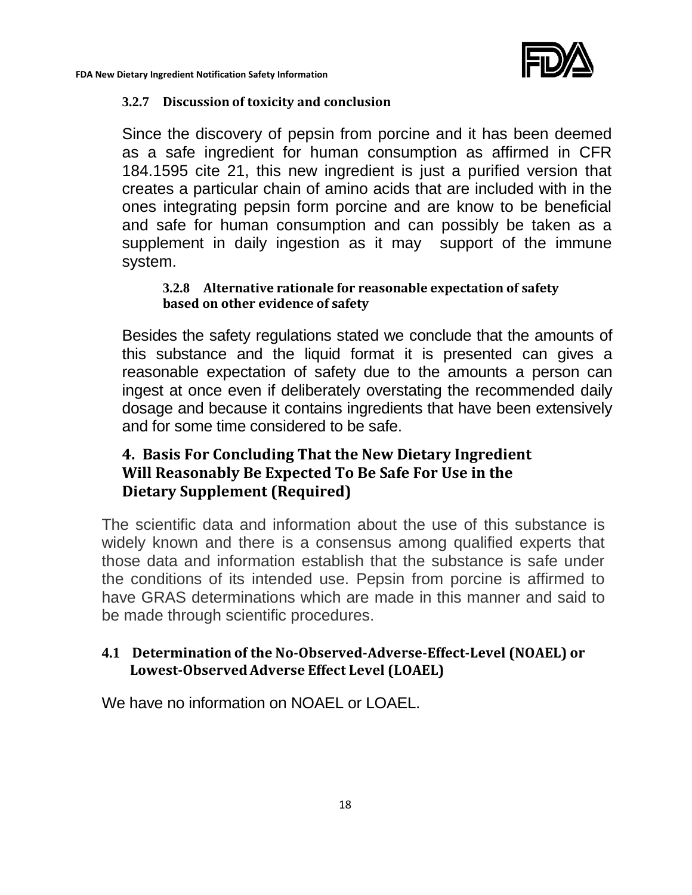### 3.2.7 Discussion of toxicity and conclusion

Since the discovery of pepsin from porcine and it has been deemed as a safe ingredient for human consumption as affirmed in CFR 184.1595 cite 21, this new ingredient is just a purified version that creates a particular chain of amino acids that are included with in the ones integrating pepsin form porcine and are know to be beneficial and safe for human consumption and can possibly be taken as a supplement in daily ingestion as it may support of the immune system.

#### 3.2.8 Alternative rationale for reasonable expectation of safety based on other evidence of safety

Besides the safety regulations stated we conclude that the amounts of this substance and the liquid format it is presented can gives a reasonable expectation of safety due to the amounts a person can ingest at once even if deliberately overstating the recommended daily dosage and because it contains ingredients that have been extensively and for some time considered to be safe.

## 4. Basis For Concluding That the New Dietary Ingredient Will Reasonably Be Expected To Be Safe For Use in the Dietary Supplement (Required)

The scientific data and information about the use of this substance is widely known and there is a consensus among qualified experts that those data and information establish that the substance is safe under the conditions of its intended use. Pepsin from porcine is affirmed to have GRAS determinations which are made in this manner and said to be made through scientific procedures.

### 4.1 Determination of the No-Observed-Adverse-Effect-Level (NOAEL) or Lowest-Observed Adverse Effect Level (LOAEL)

We have no information on NOAEL or LOAEL.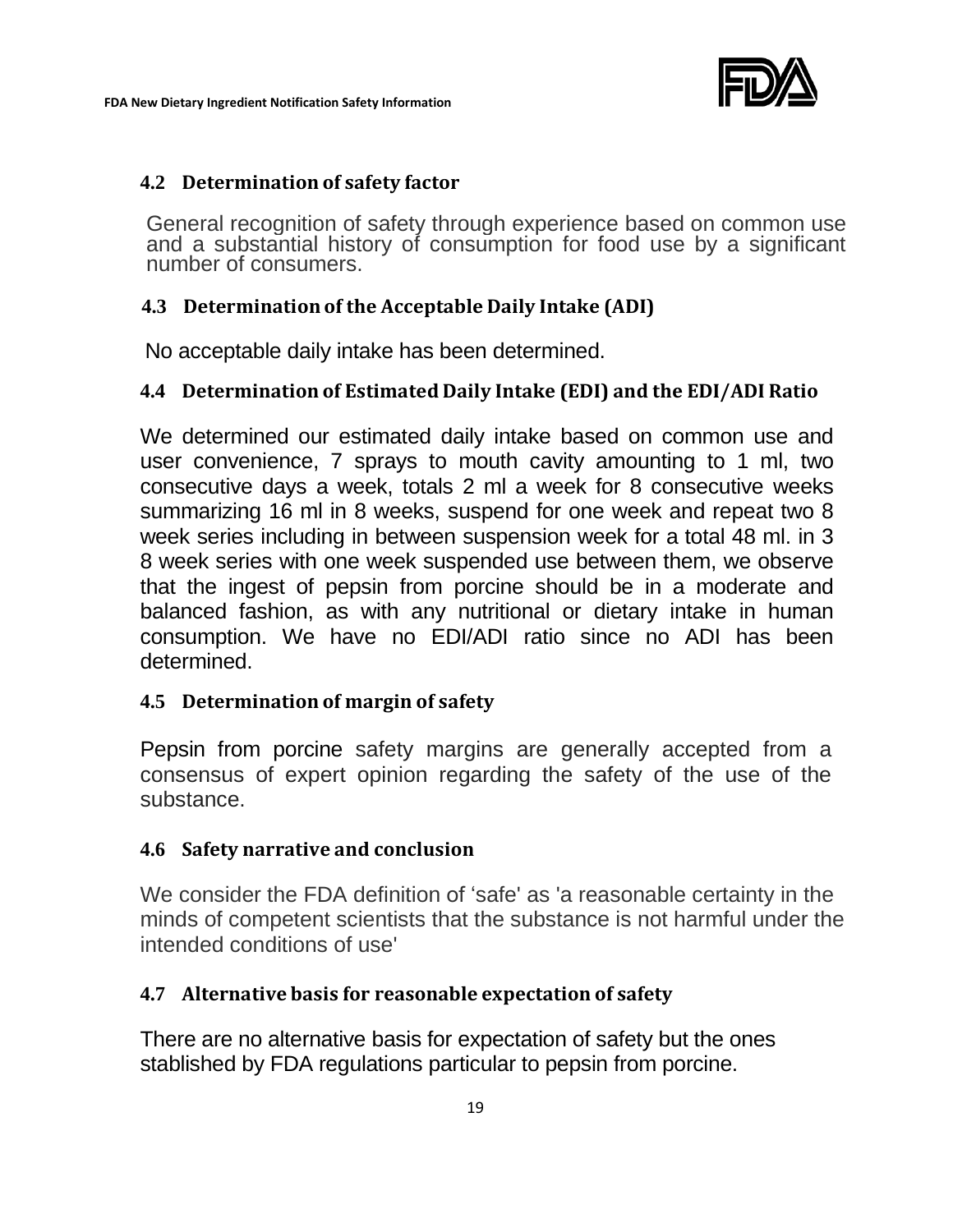### 4.2 Determination of safety factor

General recognition of safety through experience based on common use and a substantial history of consumption for food use by a significant number of consumers.

### 4.3 Determination of the Acceptable Daily Intake (ADI)

No acceptable daily intake has been determined.

### 4.4 Determination of Estimated Daily Intake (EDI) and the EDI/ADI Ratio

We determined our estimated daily intake based on common use and user convenience, 7 sprays to mouth cavity amounting to 1 ml, two consecutive days a week, totals 2 ml a week for 8 consecutive weeks summarizing 16 ml in 8 weeks, suspend for one week and repeat two 8 week series including in between suspension week for a total 48 ml. in 3 8 week series with one week suspended use between them, we observe that the ingest of pepsin from porcine should be in a moderate and balanced fashion, as with any nutritional or dietary intake in human consumption. We have no EDI/ADI ratio since no ADI has been determined.

### 4.5 Determination of margin of safety

Pepsin from porcine safety margins are generally accepted from a consensus of expert opinion regarding the safety of the use of the substance.

### 4.6 Safety narrative and conclusion

We consider the FDA definition of 'safe' as 'a reasonable certainty in the minds of competent scientists that the substance is not harmful under the intended conditions of use'

### 4.7 Alternative basis for reasonable expectation of safety

There are no alternative basis for expectation of safety but the ones stablished by FDA regulations particular to pepsin from porcine.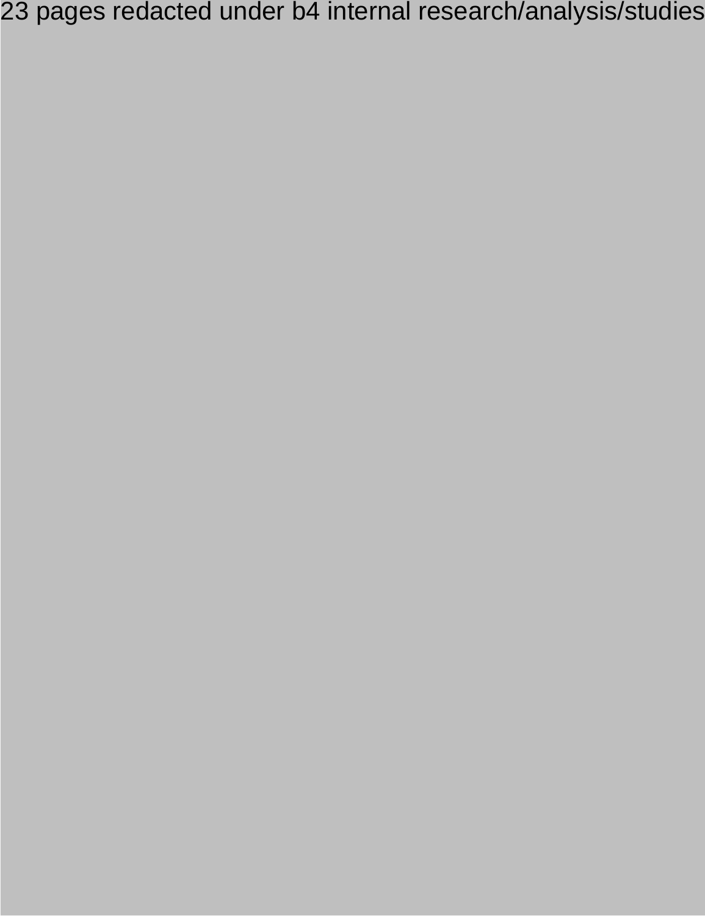23 pages redacted under b4 internal research/analysis/studies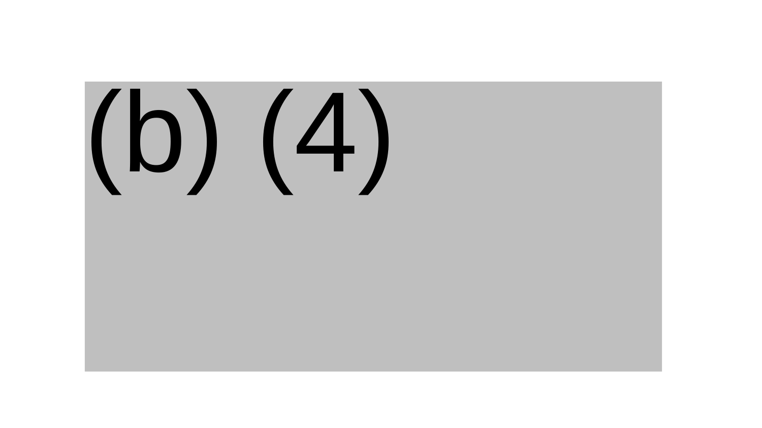(b) (4)